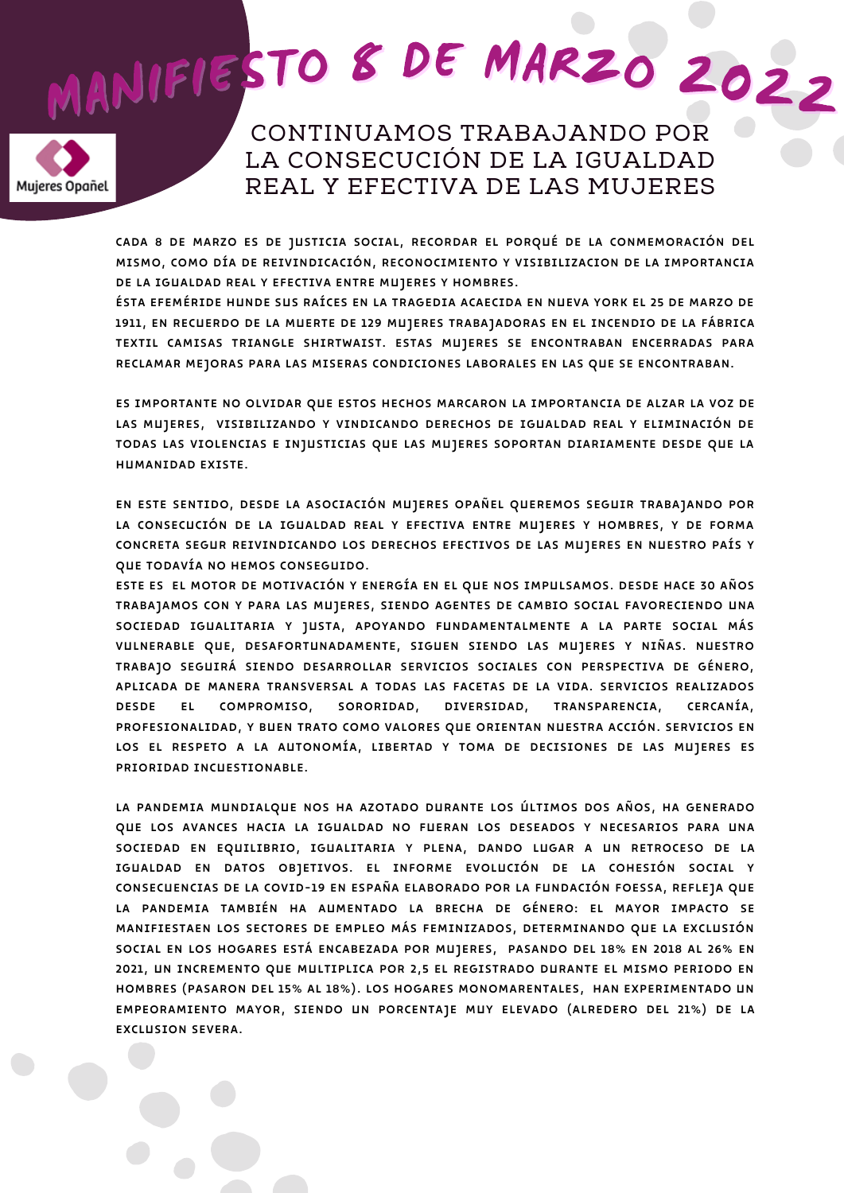# MANIFIESTO 8 DE MARZO 2022

Mujeres Opañel

## CONTINUAMOS TRABAJANDO POR LA CONSECUCIÓN DE LA IGUALDAD REAL Y EFECTIVA DE LAS MUJERES

CADA 8 DE MARZO ES DE JUSTICIA SOCIAL, RECORDAR EL PORQUÉ DE LA CONMEMORACIÓN DEL MISMO, COMO DÍA DE REIVINDICACIÓN, RECONOCIMIENTO Y VISIBILIZACION DE LA IMPORTANCIA DE LA IGUALDAD REAL Y EFECTIVA ENTRE MUJERES Y HOMBRES.
ÉSTA EFEMÉRIDE HUNDE SUS RAÍCES EN LA TRAGEDIA ACAECIDA EN NUEVA YORK EL 25 DE MARZO DE 1911, EN RECUERDO DE LA MUERTE DE 129 MUJERES TRABAJADORAS EN EL INCENDIO DE LA FÁBRICA TEXTIL CAMISAS TRIANGLE SHIRTWAIST. ESTAS MUJERES SE ENCONTRABAN ENCERRADAS PARA RECLAMAR MEJORAS PARA LAS MISERAS CONDICIONES LABORALES EN LAS QUE SE ENCONTRABAN.

ES IMPORTANTE NO OLVIDAR QUE ESTOS HECHOS MARCARON LA IMPORTANCIA DE ALZAR LA VOZ DE LAS MUJERES, VISIBILIZANDO Y VINDICANDO DERECHOS DE IGUALDAD REAL Y ELIMINACIÓN DE TODAS LAS VIOLENCIAS E INJUSTICIAS QUE LAS MUJERES SOPORTAN DIARIAMENTE DESDE QUE LA HUMANIDAD EXISTE.

EN ESTE SENTIDO, DESDE LA ASOCIACIÓN MUJERES OPAÑEL QUEREMOS SEGUIR TRABAJANDO POR LA CONSECUCIÓN DE LA IGUALDAD REAL Y EFECTIVA ENTRE MUJERES Y HOMBRES, Y DE FORMA CONCRETA SEGUR REIVINDICANDO LOS DERECHOS EFECTIVOS DE LAS MUJERES EN NUESTRO PAÍS Y QUE TODAVÍA NO HEMOS CONSEGUIDO.
ESTE ES EL MOTOR DE MOTIVACIÓN Y ENERGÍA EN EL QUE NOS IMPULSAMOS. DESDE HACE 30 AÑOS TRABAJAMOS CON Y PARA LAS MUJERES, SIENDO AGENTES DE CAMBIO SOCIAL FAVORECIENDO UNA SOCIEDAD IGUALITARIA Y JUSTA, APOYANDO FUNDAMENTALMENTE A LA PARTE SOCIAL MÁS VULNERABLE QUE, DESAFORTUNADAMENTE, SIGUEN SIENDO LAS MUJERES Y NIÑAS. NUESTRO TRABAJO SEGUIRÁ SIENDO DESARROLLAR SERVICIOS SOCIALES CON PERSPECTIVA DE GÉNERO, APLICADA DE MANERA TRANSVERSAL A TODAS LAS FACETAS DE LA VIDA. SERVICIOS REALIZADOS DESDE EL COMPROMISO, SORORIDAD, DIVERSIDAD, TRANSPARENCIA, CERCANÍA, PROFESIONALIDAD, Y BUEN TRATO COMO VALORES QUE ORIENTAN NUESTRA ACCIÓN. SERVICIOS EN LOS EL RESPETO A LA AUTONOMÍA, LIBERTAD Y TOMA DE DECISIONES DE LAS MUJERES ES PRIORIDAD INCUESTIONABLE.

LA PANDEMIA MUNDIALQUE NOS HA AZOTADO DURANTE LOS ÚLTIMOS DOS AÑOS, HA GENERADO QUE LOS AVANCES HACIA LA IGUALDAD NO FUERAN LOS DESEADOS Y NECESARIOS PARA UNA SOCIEDAD EN EQUILIBRIO, IGUALITARIA Y PLENA, DANDO LUGAR A UN RETROCESO DE LA IGUALDAD EN DATOS OBJETIVOS. EL INFORME EVOLUCIÓN DE LA COHESIÓN SOCIAL Y CONSECUENCIAS DE LA COVID-19 EN ESPAÑA ELABORADO POR LA FUNDACIÓN FOESSA, REFLEJA QUE LA PANDEMIA TAMBIÉN HA AUMENTADO LA BRECHA DE GÉNERO: EL MAYOR IMPACTO SE MANIFIESTAEN LOS SECTORES DE EMPLEO MÁS FEMINIZADOS, DETERMINANDO QUE LA EXCLUSIÓN SOCIAL EN LOS HOGARES ESTÁ ENCABEZADA POR MUJERES, PASANDO DEL 18% EN 2018 AL 26% EN 2021, UN INCREMENTO QUE MULTIPLICA POR 2,5 EL REGISTRADO DURANTE EL MISMO PERIODO EN HOMBRES (PASARON DEL 15% AL 18%). LOS HOGARES MONOMARENTALES, HAN EXPERIMENTADO UN EMPEORAMIENTO MAYOR, SIENDO UN PORCENTAJE MUY ELEVADO (ALREDERO DEL 21%) DE LA EXCLUSION SEVERA.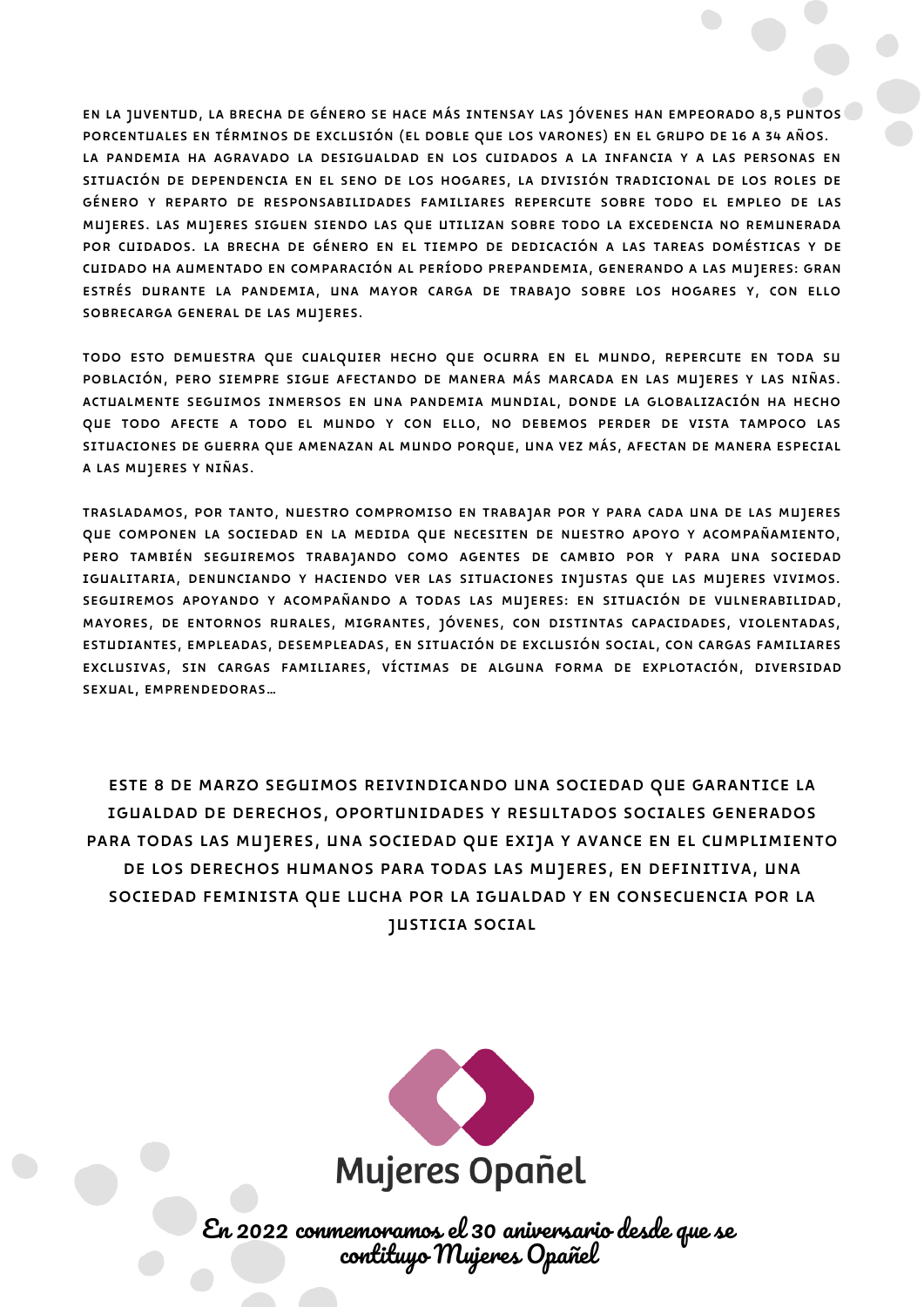EN LA JUVENTUD, LA BRECHA DE GÉNERO SE HACE MÁS INTENSAY LAS JÓVENES HAN EMPEORADO 8,5 PUNTOS PORCENTUALES EN TÉRMINOS DE EXCLUSIÓN (EL DOBLE QUE LOS VARONES) EN EL GRUPO DE 16 A 34 AÑOS.
LA PANDEMIA HA AGRAVADO LA DESIGUALDAD EN LOS CUIDADOS A LA INFANCIA Y A LAS PERSONAS EN SITUACIÓN DE DEPENDENCIA EN EL SENO DE LOS HOGARES, LA DIVISIÓN TRADICIONAL DE LOS ROLES DE GÉNERO Y REPARTO DE RESPONSABILIDADES FAMILIARES REPERCUTE SOBRE TODO EL EMPLEO DE LAS MUJERES. LAS MUJERES SIGUEN SIENDO LAS QUE UTILIZAN SOBRE TODO LA EXCEDENCIA NO REMUNERADA POR CUIDADOS. LA BRECHA DE GÉNERO EN EL TIEMPO DE DEDICACIÓN A LAS TAREAS DOMÉSTICAS Y DE CUIDADO HA AUMENTADO EN COMPARACIÓN AL PERÍODO PREPANDEMIA, GENERANDO A LAS MUJERES: GRAN ESTRÉS DURANTE LA PANDEMIA, UNA MAYOR CARGA DE TRABAJO SOBRE LOS HOGARES Y, CON ELLO SOBRECARGA GENERAL DE LAS MUJERES.

TODO ESTO DEMUESTRA QUE CUALQUIER HECHO QUE OCURRA EN EL MUNDO, REPERCUTE EN TODA SU POBLACIÓN, PERO SIEMPRE SIGUE AFECTANDO DE MANERA MÁS MARCADA EN LAS MUJERES Y LAS NIÑAS. ACTUALMENTE SEGUIMOS INMERSOS EN UNA PANDEMIA MUNDIAL, DONDE LA GLOBALIZACIÓN HA HECHO QUE TODO AFECTE A TODO EL MUNDO Y CON ELLO, NO DEBEMOS PERDER DE VISTA TAMPOCO LAS SITUACIONES DE GUERRA QUE AMENAZAN AL MUNDO PORQUE, UNA VEZ MÁS, AFECTAN DE MANERA ESPECIAL A LAS MUJERES Y NIÑAS.

TRASLADAMOS, POR TANTO, NUESTRO COMPROMISO EN TRABAJAR POR Y PARA CADA UNA DE LAS MUJERES QUE COMPONEN LA SOCIEDAD EN LA MEDIDA QUE NECESITEN DE NUESTRO APOYO Y ACOMPAÑAMIENTO, PERO TAMBIÉN SEGUIREMOS TRABAJANDO COMO AGENTES DE CAMBIO POR Y PARA UNA SOCIEDAD IGUALITARIA, DENUNCIANDO Y HACIENDO VER LAS SITUACIONES INJUSTAS QUE LAS MUJERES VIVIMOS. SEGUIREMOS APOYANDO Y ACOMPAÑANDO A TODAS LAS MUJERES: EN SITUACIÓN DE VULNERABILIDAD, MAYORES, DE ENTORNOS RURALES, MIGRANTES, JÓVENES, CON DISTINTAS CAPACIDADES, VIOLENTADAS, ESTUDIANTES, EMPLEADAS, DESEMPLEADAS, EN SITUACIÓN DE EXCLUSIÓN SOCIAL, CON CARGAS FAMILIARES EXCLUSIVAS, SIN CARGAS FAMILIARES, VÍCTIMAS DE ALGUNA FORMA DE EXPLOTACIÓN, DIVERSIDAD SEXUAL, EMPRENDEDORAS...

**ESTE 8 DE MARZO SEGUIMOS REIVINDICANDO UNA SOCIEDAD QUE GARANTICE LA IGUALDAD DE DERECHOS, OPORTUNIDADES Y RESULTADOS SOCIALES GENERADOS PARA TODAS LAS MUJERES, UNA SOCIEDAD QUE EXIJA Y AVANCE EN EL CUMPLIMIENTO DE LOS DERECHOS HUMANOS PARA TODAS LAS MUJERES, EN DEFINITIVA, UNA SOCIEDAD FEMINISTA QUE LUCHA POR LA IGUALDAD Y EN CONSECUENCIA POR LA JUSTICIA SOCIAL**

Mujeres Opañel

*En 2022 conmemoramos el 30 aniversario desde que se contituyo Mujeres Opañel*